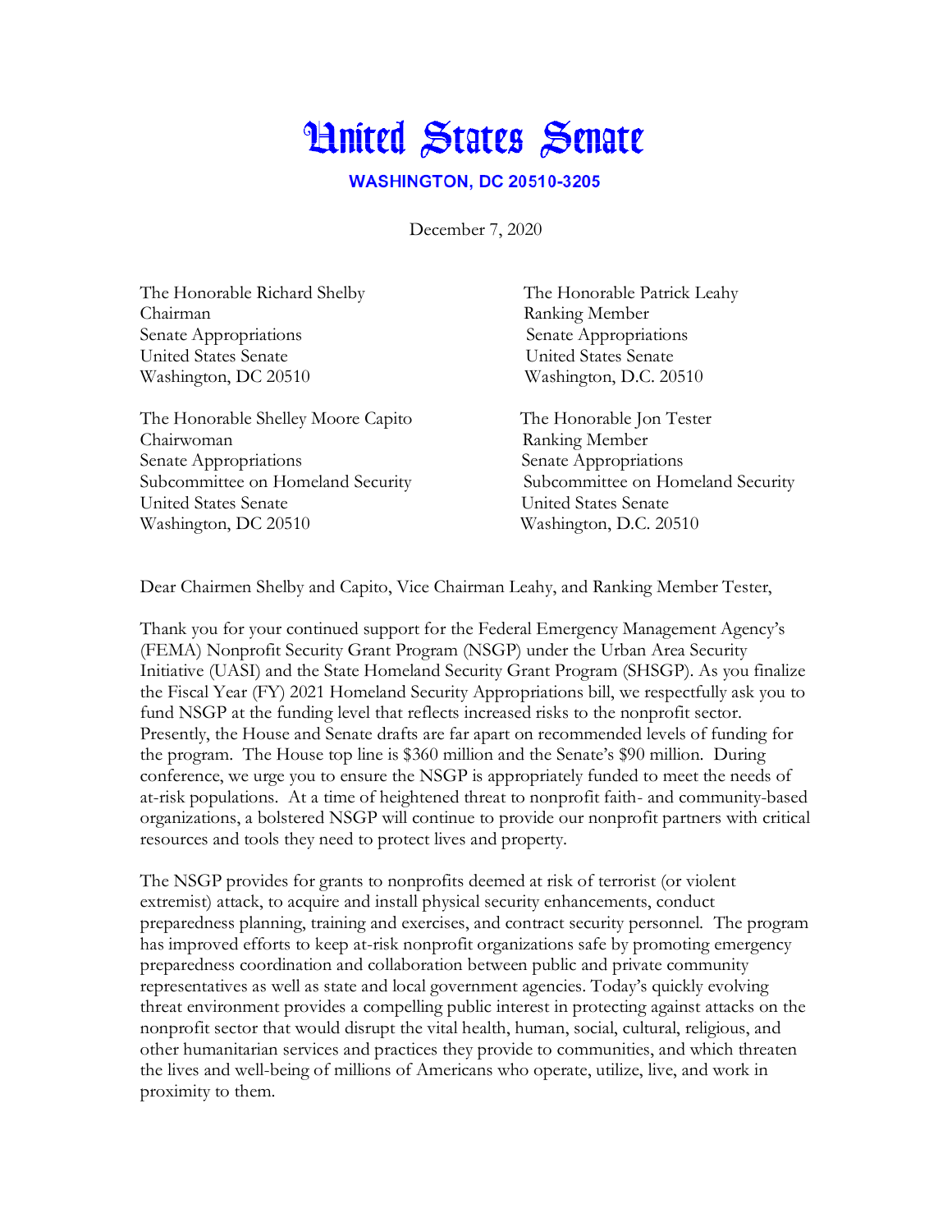# United States Senate

**WASHINGTON, DC 20510-3205**

December 7, 2020

The Honorable Richard Shelby
Chairman
Senate Appropriations
United States Senate
Washington, DC 20510

The Honorable Patrick Leahy
Ranking Member
Senate Appropriations
United States Senate
Washington, D.C. 20510

The Honorable Shelley Moore Capito
Chairwoman
Senate Appropriations
Subcommittee on Homeland Security
United States Senate
Washington, DC 20510

The Honorable Jon Tester
Ranking Member
Senate Appropriations
Subcommittee on Homeland Security
United States Senate
Washington, D.C. 20510

Dear Chairmen Shelby and Capito, Vice Chairman Leahy, and Ranking Member Tester,

Thank you for your continued support for the Federal Emergency Management Agency's (FEMA) Nonprofit Security Grant Program (NSGP) under the Urban Area Security Initiative (UASI) and the State Homeland Security Grant Program (SHSGP). As you finalize the Fiscal Year (FY) 2021 Homeland Security Appropriations bill, we respectfully ask you to fund NSGP at the funding level that reflects increased risks to the nonprofit sector. Presently, the House and Senate drafts are far apart on recommended levels of funding for the program. The House top line is $360 million and the Senate's $90 million. During conference, we urge you to ensure the NSGP is appropriately funded to meet the needs of at-risk populations. At a time of heightened threat to nonprofit faith- and community-based organizations, a bolstered NSGP will continue to provide our nonprofit partners with critical resources and tools they need to protect lives and property.

The NSGP provides for grants to nonprofits deemed at risk of terrorist (or violent extremist) attack, to acquire and install physical security enhancements, conduct preparedness planning, training and exercises, and contract security personnel. The program has improved efforts to keep at-risk nonprofit organizations safe by promoting emergency preparedness coordination and collaboration between public and private community representatives as well as state and local government agencies. Today's quickly evolving threat environment provides a compelling public interest in protecting against attacks on the nonprofit sector that would disrupt the vital health, human, social, cultural, religious, and other humanitarian services and practices they provide to communities, and which threaten the lives and well-being of millions of Americans who operate, utilize, live, and work in proximity to them.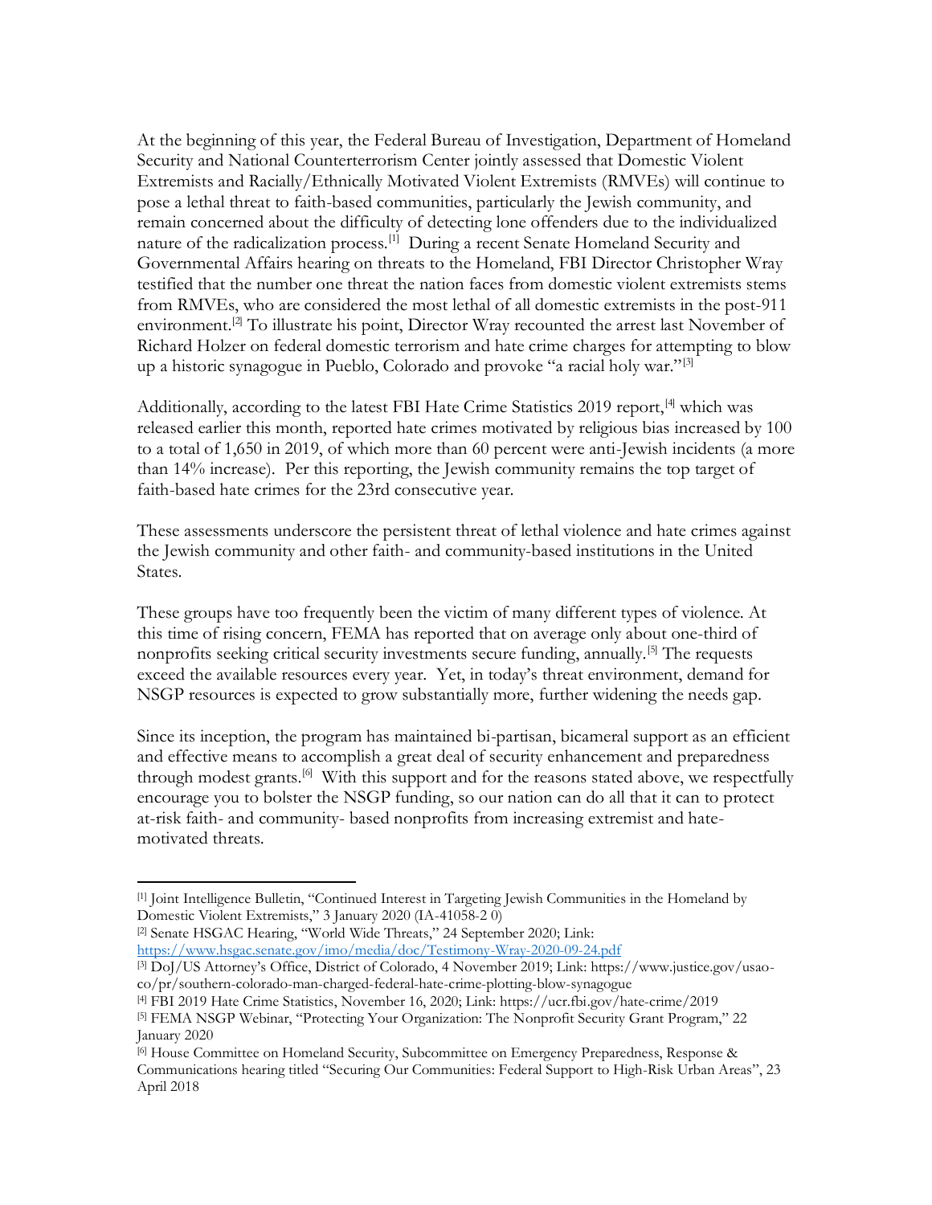At the beginning of this year, the Federal Bureau of Investigation, Department of Homeland Security and National Counterterrorism Center jointly assessed that Domestic Violent Extremists and Racially/Ethnically Motivated Violent Extremists (RMVEs) will continue to pose a lethal threat to faith-based communities, particularly the Jewish community, and remain concerned about the difficulty of detecting lone offenders due to the individualized nature of the radicalization process.[1] During a recent Senate Homeland Security and Governmental Affairs hearing on threats to the Homeland, FBI Director Christopher Wray testified that the number one threat the nation faces from domestic violent extremists stems from RMVEs, who are considered the most lethal of all domestic extremists in the post-911 environment.[2] To illustrate his point, Director Wray recounted the arrest last November of Richard Holzer on federal domestic terrorism and hate crime charges for attempting to blow up a historic synagogue in Pueblo, Colorado and provoke "a racial holy war."[3]

Additionally, according to the latest FBI Hate Crime Statistics 2019 report,[4] which was released earlier this month, reported hate crimes motivated by religious bias increased by 100 to a total of 1,650 in 2019, of which more than 60 percent were anti-Jewish incidents (a more than 14% increase). Per this reporting, the Jewish community remains the top target of faith-based hate crimes for the 23rd consecutive year.

These assessments underscore the persistent threat of lethal violence and hate crimes against the Jewish community and other faith- and community-based institutions in the United States.

These groups have too frequently been the victim of many different types of violence. At this time of rising concern, FEMA has reported that on average only about one-third of nonprofits seeking critical security investments secure funding, annually.[5] The requests exceed the available resources every year. Yet, in today's threat environment, demand for NSGP resources is expected to grow substantially more, further widening the needs gap.

Since its inception, the program has maintained bi-partisan, bicameral support as an efficient and effective means to accomplish a great deal of security enhancement and preparedness through modest grants.[6] With this support and for the reasons stated above, we respectfully encourage you to bolster the NSGP funding, so our nation can do all that it can to protect at-risk faith- and community- based nonprofits from increasing extremist and hate-motivated threats.

---

[1] Joint Intelligence Bulletin, "Continued Interest in Targeting Jewish Communities in the Homeland by Domestic Violent Extremists," 3 January 2020 (IA-41058-2 0)

[2] Senate HSGAC Hearing, "World Wide Threats," 24 September 2020; Link: https://www.hsgac.senate.gov/imo/media/doc/Testimony-Wray-2020-09-24.pdf

[3] DoJ/US Attorney's Office, District of Colorado, 4 November 2019; Link: https://www.justice.gov/usao-co/pr/southern-colorado-man-charged-federal-hate-crime-plotting-blow-synagogue

[4] FBI 2019 Hate Crime Statistics, November 16, 2020; Link: https://ucr.fbi.gov/hate-crime/2019

[5] FEMA NSGP Webinar, "Protecting Your Organization: The Nonprofit Security Grant Program," 22 January 2020

[6] House Committee on Homeland Security, Subcommittee on Emergency Preparedness, Response & Communications hearing titled "Securing Our Communities: Federal Support to High-Risk Urban Areas", 23 April 2018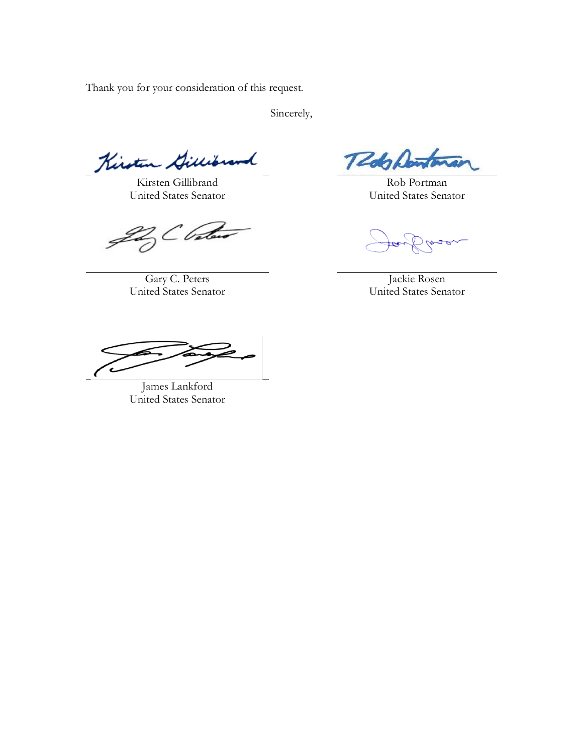Thank you for your consideration of this request.

Sincerely,

Kirsten Gillibrand
United States Senator

Rob Portman
United States Senator

Gary C. Peters
United States Senator

Jackie Rosen
United States Senator

James Lankford
United States Senator